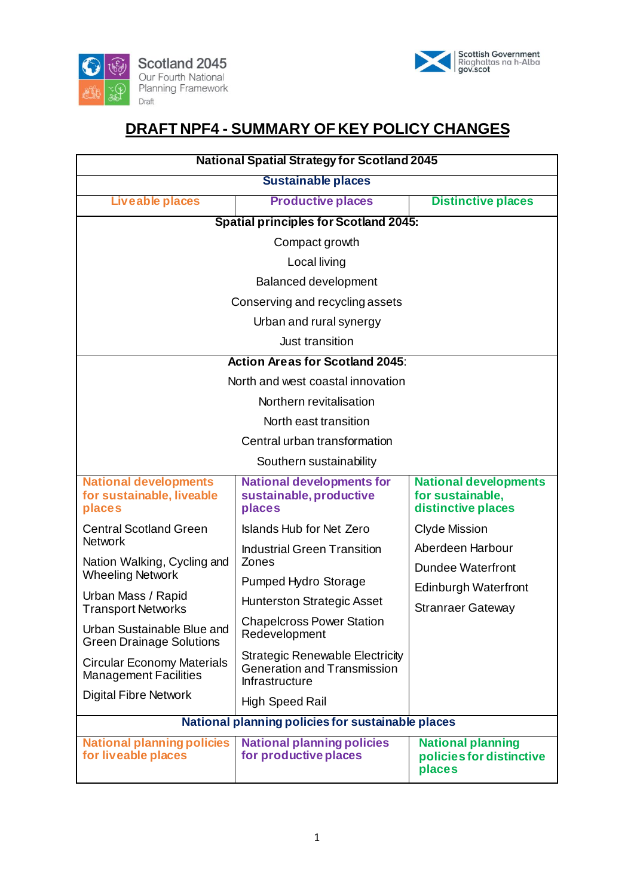Scotland 2045
Our Fourth National Planning Framework
Draft

Scottish Government
Riaghaltas na h-Alba
gov.scot

# DRAFT NPF4 - SUMMARY OF KEY POLICY CHANGES

| National Spatial Strategy for Scotland 2045 | | |
|---|---|---|
| **Sustainable places** | | |
| **Liveable places** | **Productive places** | **Distinctive places** |
| **Spatial principles for Scotland 2045:**<br>Compact growth<br>Local living<br>Balanced development<br>Conserving and recycling assets<br>Urban and rural synergy<br>Just transition | | |
| **Action Areas for Scotland 2045**:<br>North and west coastal innovation<br>Northern revitalisation<br>North east transition<br>Central urban transformation<br>Southern sustainability | | |
| **National developments for sustainable, liveable places** | **National developments for sustainable, productive places** | **National developments for sustainable, distinctive places** |
| Central Scotland Green Network<br>Nation Walking, Cycling and Wheeling Network<br>Urban Mass / Rapid Transport Networks<br>Urban Sustainable Blue and Green Drainage Solutions<br>Circular Economy Materials Management Facilities<br>Digital Fibre Network | Islands Hub for Net Zero<br>Industrial Green Transition Zones<br>Pumped Hydro Storage<br>Hunterston Strategic Asset<br>Chapelcross Power Station Redevelopment<br>Strategic Renewable Electricity Generation and Transmission Infrastructure<br>High Speed Rail | Clyde Mission<br>Aberdeen Harbour<br>Dundee Waterfront<br>Edinburgh Waterfront<br>Stranraer Gateway |
| **National planning policies for sustainable places** | | |
| **National planning policies for liveable places** | **National planning policies for productive places** | **National planning policies for distinctive places** |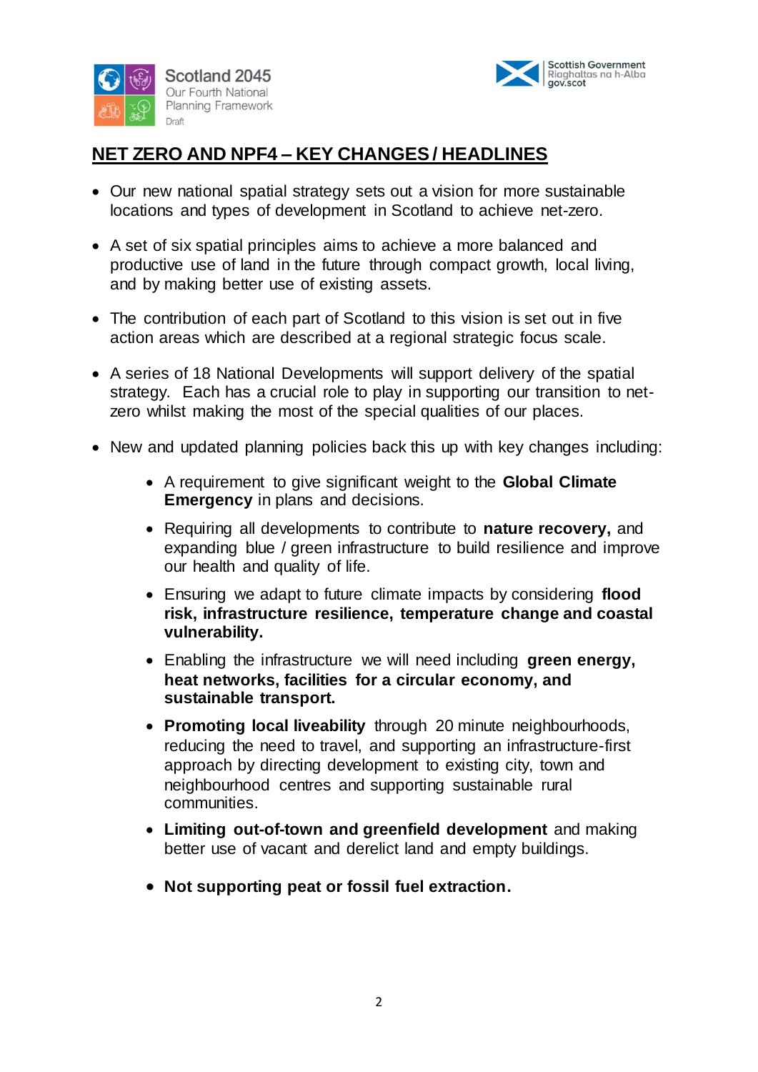## NET ZERO AND NPF4 – KEY CHANGES / HEADLINES

- Our new national spatial strategy sets out a vision for more sustainable locations and types of development in Scotland to achieve net-zero.
- A set of six spatial principles aims to achieve a more balanced and productive use of land in the future through compact growth, local living, and by making better use of existing assets.
- The contribution of each part of Scotland to this vision is set out in five action areas which are described at a regional strategic focus scale.
- A series of 18 National Developments will support delivery of the spatial strategy. Each has a crucial role to play in supporting our transition to net-zero whilst making the most of the special qualities of our places.
- New and updated planning policies back this up with key changes including:
    - A requirement to give significant weight to the **Global Climate Emergency** in plans and decisions.
    - Requiring all developments to contribute to **nature recovery,** and expanding blue / green infrastructure to build resilience and improve our health and quality of life.
    - Ensuring we adapt to future climate impacts by considering **flood risk, infrastructure resilience, temperature change and coastal vulnerability.**
    - Enabling the infrastructure we will need including **green energy, heat networks, facilities for a circular economy, and sustainable transport.**
    - **Promoting local liveability** through 20 minute neighbourhoods, reducing the need to travel, and supporting an infrastructure-first approach by directing development to existing city, town and neighbourhood centres and supporting sustainable rural communities.
    - **Limiting out-of-town and greenfield development** and making better use of vacant and derelict land and empty buildings.
    - **Not supporting peat or fossil fuel extraction.**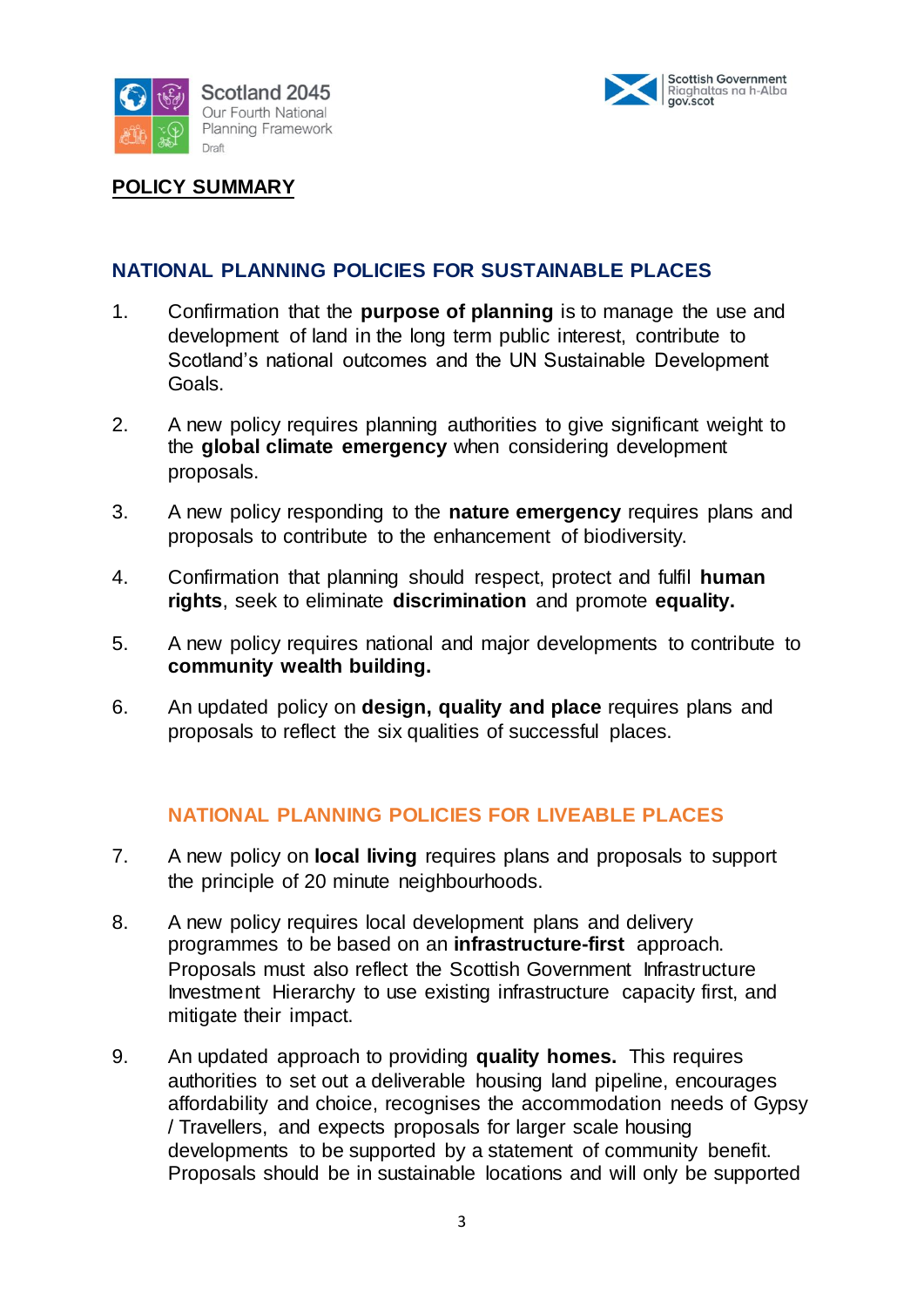## POLICY SUMMARY

### NATIONAL PLANNING POLICIES FOR SUSTAINABLE PLACES

1. Confirmation that the **purpose of planning** is to manage the use and development of land in the long term public interest, contribute to Scotland's national outcomes and the UN Sustainable Development Goals.

2. A new policy requires planning authorities to give significant weight to the **global climate emergency** when considering development proposals.

3. A new policy responding to the **nature emergency** requires plans and proposals to contribute to the enhancement of biodiversity.

4. Confirmation that planning should respect, protect and fulfil **human rights**, seek to eliminate **discrimination** and promote **equality.**

5. A new policy requires national and major developments to contribute to **community wealth building.**

6. An updated policy on **design, quality and place** requires plans and proposals to reflect the six qualities of successful places.

### NATIONAL PLANNING POLICIES FOR LIVEABLE PLACES

7. A new policy on **local living** requires plans and proposals to support the principle of 20 minute neighbourhoods.

8. A new policy requires local development plans and delivery programmes to be based on an **infrastructure-first** approach. Proposals must also reflect the Scottish Government Infrastructure Investment Hierarchy to use existing infrastructure capacity first, and mitigate their impact.

9. An updated approach to providing **quality homes.** This requires authorities to set out a deliverable housing land pipeline, encourages affordability and choice, recognises the accommodation needs of Gypsy / Travellers, and expects proposals for larger scale housing developments to be supported by a statement of community benefit. Proposals should be in sustainable locations and will only be supported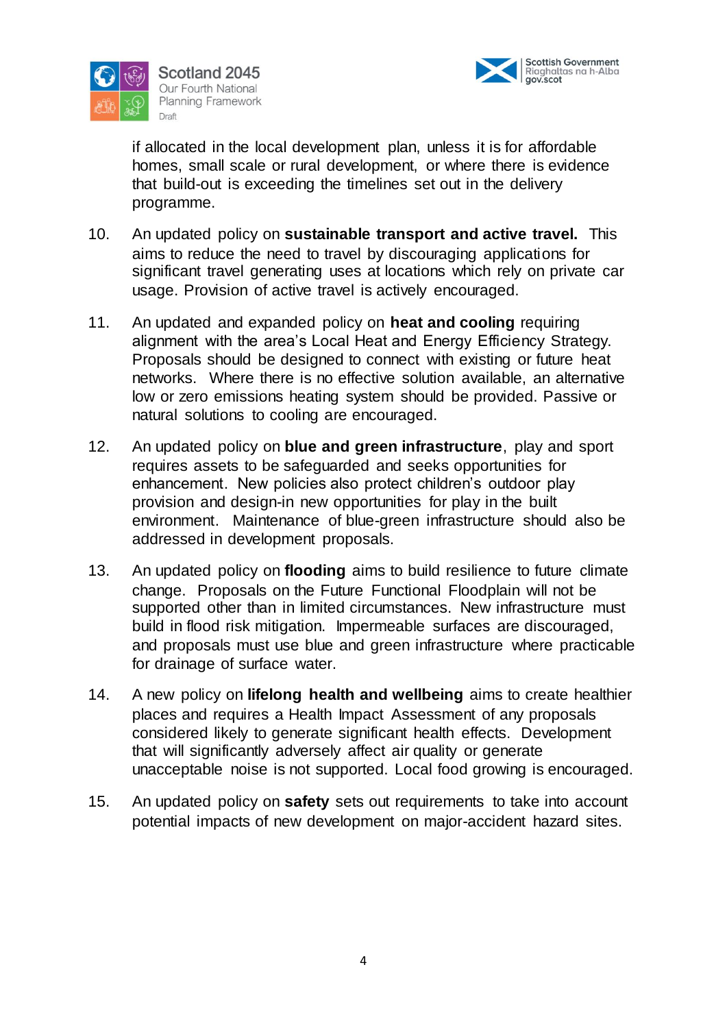if allocated in the local development plan, unless it is for affordable homes, small scale or rural development, or where there is evidence that build-out is exceeding the timelines set out in the delivery programme.

10. An updated policy on **sustainable transport and active travel.** This aims to reduce the need to travel by discouraging applications for significant travel generating uses at locations which rely on private car usage. Provision of active travel is actively encouraged.

11. An updated and expanded policy on **heat and cooling** requiring alignment with the area's Local Heat and Energy Efficiency Strategy. Proposals should be designed to connect with existing or future heat networks. Where there is no effective solution available, an alternative low or zero emissions heating system should be provided. Passive or natural solutions to cooling are encouraged.

12. An updated policy on **blue and green infrastructure**, play and sport requires assets to be safeguarded and seeks opportunities for enhancement. New policies also protect children's outdoor play provision and design-in new opportunities for play in the built environment. Maintenance of blue-green infrastructure should also be addressed in development proposals.

13. An updated policy on **flooding** aims to build resilience to future climate change. Proposals on the Future Functional Floodplain will not be supported other than in limited circumstances. New infrastructure must build in flood risk mitigation. Impermeable surfaces are discouraged, and proposals must use blue and green infrastructure where practicable for drainage of surface water.

14. A new policy on **lifelong health and wellbeing** aims to create healthier places and requires a Health Impact Assessment of any proposals considered likely to generate significant health effects. Development that will significantly adversely affect air quality or generate unacceptable noise is not supported. Local food growing is encouraged.

15. An updated policy on **safety** sets out requirements to take into account potential impacts of new development on major-accident hazard sites.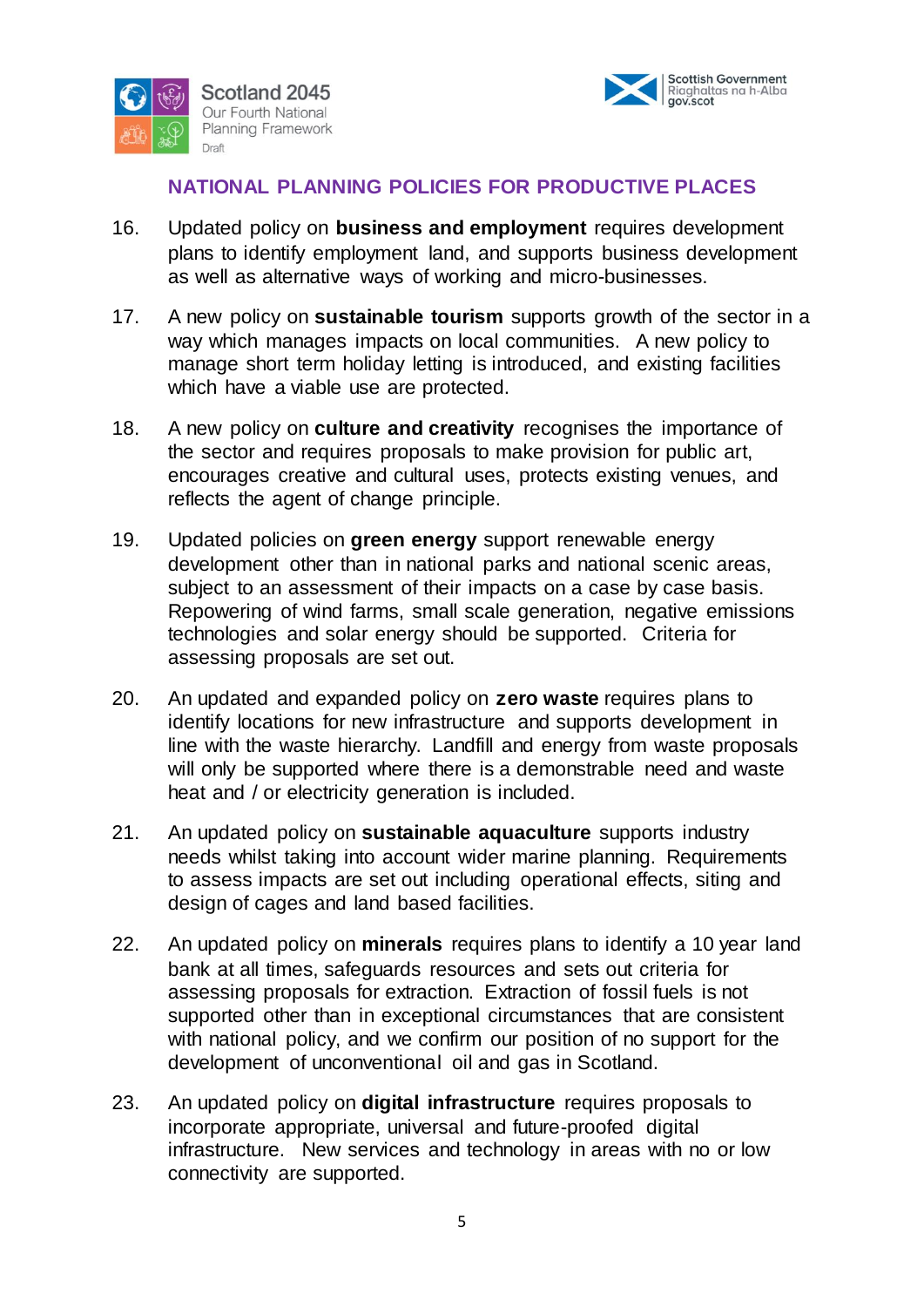## NATIONAL PLANNING POLICIES FOR PRODUCTIVE PLACES

16. Updated policy on **business and employment** requires development plans to identify employment land, and supports business development as well as alternative ways of working and micro-businesses.

17. A new policy on **sustainable tourism** supports growth of the sector in a way which manages impacts on local communities. A new policy to manage short term holiday letting is introduced, and existing facilities which have a viable use are protected.

18. A new policy on **culture and creativity** recognises the importance of the sector and requires proposals to make provision for public art, encourages creative and cultural uses, protects existing venues, and reflects the agent of change principle.

19. Updated policies on **green energy** support renewable energy development other than in national parks and national scenic areas, subject to an assessment of their impacts on a case by case basis. Repowering of wind farms, small scale generation, negative emissions technologies and solar energy should be supported. Criteria for assessing proposals are set out.

20. An updated and expanded policy on **zero waste** requires plans to identify locations for new infrastructure and supports development in line with the waste hierarchy. Landfill and energy from waste proposals will only be supported where there is a demonstrable need and waste heat and / or electricity generation is included.

21. An updated policy on **sustainable aquaculture** supports industry needs whilst taking into account wider marine planning. Requirements to assess impacts are set out including operational effects, siting and design of cages and land based facilities.

22. An updated policy on **minerals** requires plans to identify a 10 year land bank at all times, safeguards resources and sets out criteria for assessing proposals for extraction. Extraction of fossil fuels is not supported other than in exceptional circumstances that are consistent with national policy, and we confirm our position of no support for the development of unconventional oil and gas in Scotland.

23. An updated policy on **digital infrastructure** requires proposals to incorporate appropriate, universal and future-proofed digital infrastructure. New services and technology in areas with no or low connectivity are supported.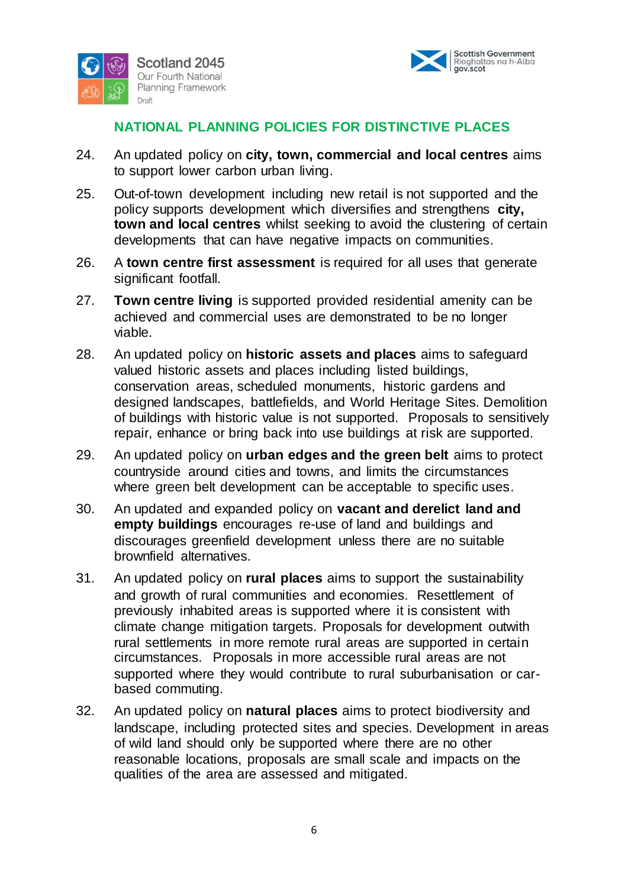## NATIONAL PLANNING POLICIES FOR DISTINCTIVE PLACES

24. An updated policy on **city, town, commercial and local centres** aims to support lower carbon urban living.

25. Out-of-town development including new retail is not supported and the policy supports development which diversifies and strengthens **city, town and local centres** whilst seeking to avoid the clustering of certain developments that can have negative impacts on communities.

26. A **town centre first assessment** is required for all uses that generate significant footfall.

27. **Town centre living** is supported provided residential amenity can be achieved and commercial uses are demonstrated to be no longer viable.

28. An updated policy on **historic assets and places** aims to safeguard valued historic assets and places including listed buildings, conservation areas, scheduled monuments, historic gardens and designed landscapes, battlefields, and World Heritage Sites. Demolition of buildings with historic value is not supported. Proposals to sensitively repair, enhance or bring back into use buildings at risk are supported.

29. An updated policy on **urban edges and the green belt** aims to protect countryside around cities and towns, and limits the circumstances where green belt development can be acceptable to specific uses.

30. An updated and expanded policy on **vacant and derelict land and empty buildings** encourages re-use of land and buildings and discourages greenfield development unless there are no suitable brownfield alternatives.

31. An updated policy on **rural places** aims to support the sustainability and growth of rural communities and economies. Resettlement of previously inhabited areas is supported where it is consistent with climate change mitigation targets. Proposals for development outwith rural settlements in more remote rural areas are supported in certain circumstances. Proposals in more accessible rural areas are not supported where they would contribute to rural suburbanisation or car-based commuting.

32. An updated policy on **natural places** aims to protect biodiversity and landscape, including protected sites and species. Development in areas of wild land should only be supported where there are no other reasonable locations, proposals are small scale and impacts on the qualities of the area are assessed and mitigated.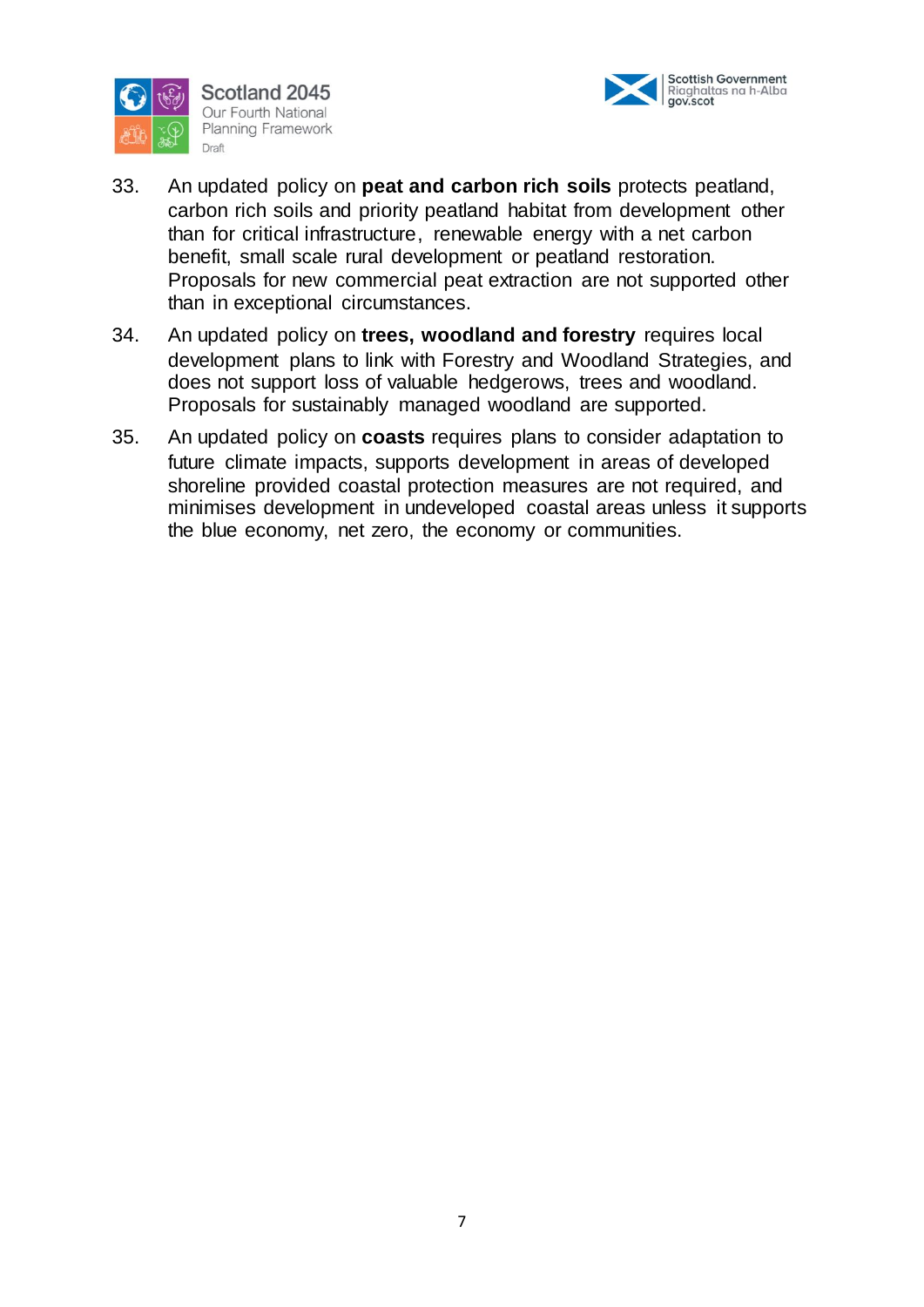33. An updated policy on **peat and carbon rich soils** protects peatland, carbon rich soils and priority peatland habitat from development other than for critical infrastructure, renewable energy with a net carbon benefit, small scale rural development or peatland restoration. Proposals for new commercial peat extraction are not supported other than in exceptional circumstances.

34. An updated policy on **trees, woodland and forestry** requires local development plans to link with Forestry and Woodland Strategies, and does not support loss of valuable hedgerows, trees and woodland. Proposals for sustainably managed woodland are supported.

35. An updated policy on **coasts** requires plans to consider adaptation to future climate impacts, supports development in areas of developed shoreline provided coastal protection measures are not required, and minimises development in undeveloped coastal areas unless it supports the blue economy, net zero, the economy or communities.